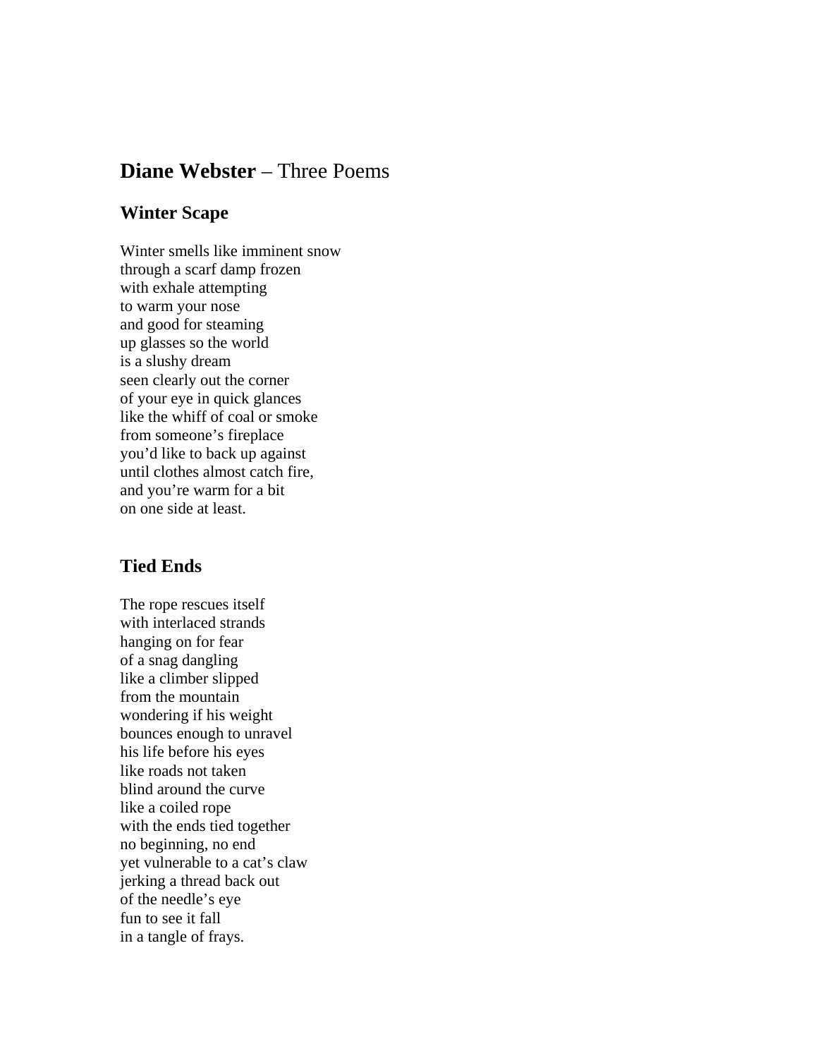# **Diane Webster** – Three Poems

## Winter Scape

Winter smells like imminent snow  
through a scarf damp frozen  
with exhale attempting  
to warm your nose  
and good for steaming  
up glasses so the world  
is a slushy dream  
seen clearly out the corner  
of your eye in quick glances  
like the whiff of coal or smoke  
from someone's fireplace  
you'd like to back up against  
until clothes almost catch fire,  
and you're warm for a bit  
on one side at least.

## Tied Ends

The rope rescues itself  
with interlaced strands  
hanging on for fear  
of a snag dangling  
like a climber slipped  
from the mountain  
wondering if his weight  
bounces enough to unravel  
his life before his eyes  
like roads not taken  
blind around the curve  
like a coiled rope  
with the ends tied together  
no beginning, no end  
yet vulnerable to a cat's claw  
jerking a thread back out  
of the needle's eye  
fun to see it fall  
in a tangle of frays.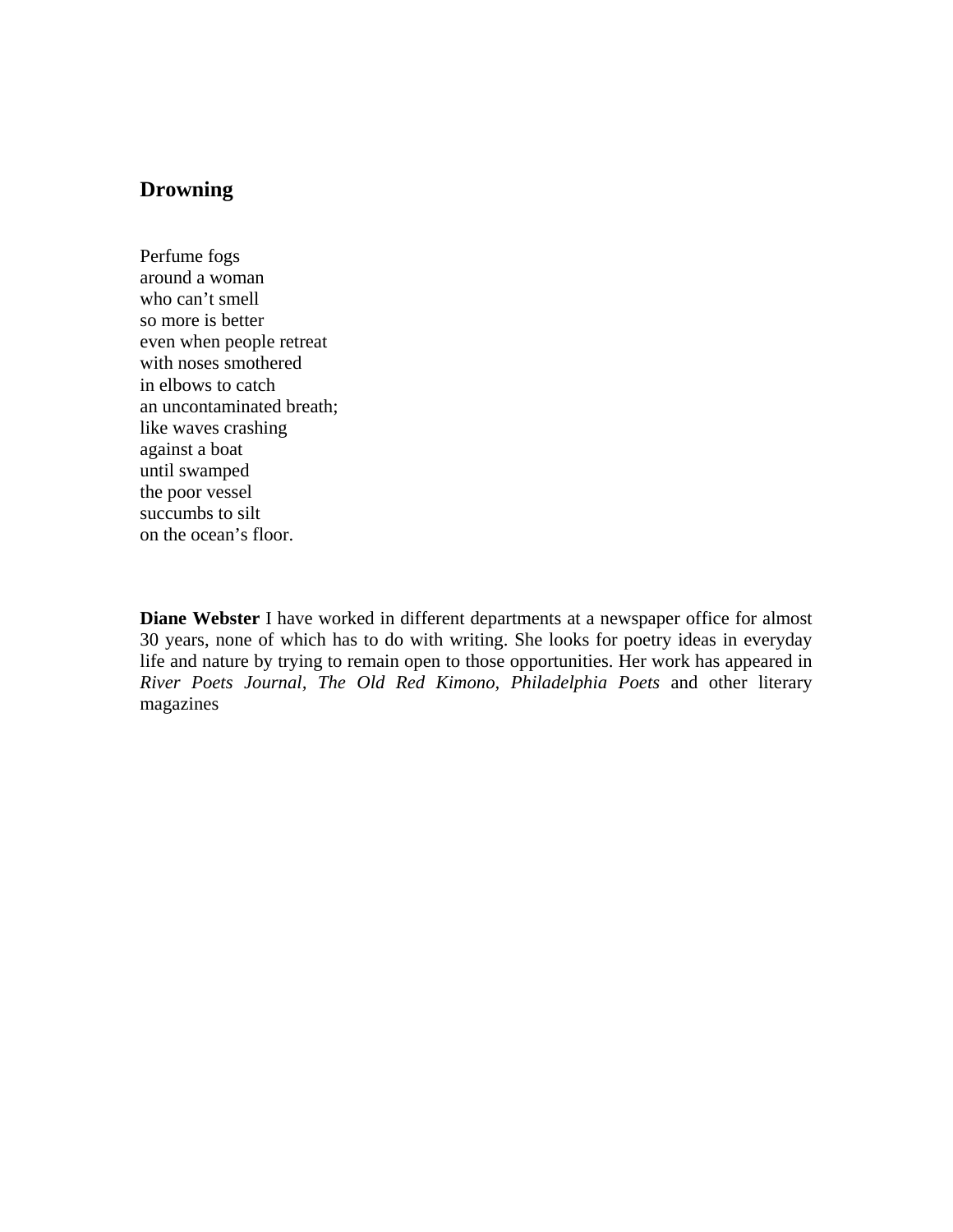## Drowning

Perfume fogs  
around a woman  
who can’t smell  
so more is better  
even when people retreat  
with noses smothered  
in elbows to catch  
an uncontaminated breath;  
like waves crashing  
against a boat  
until swamped  
the poor vessel  
succumbs to silt  
on the ocean’s floor.

**Diane Webster** I have worked in different departments at a newspaper office for almost 30 years, none of which has to do with writing. She looks for poetry ideas in everyday life and nature by trying to remain open to those opportunities. Her work has appeared in *River Poets Journal*, *The Old Red Kimono*, *Philadelphia Poets* and other literary magazines